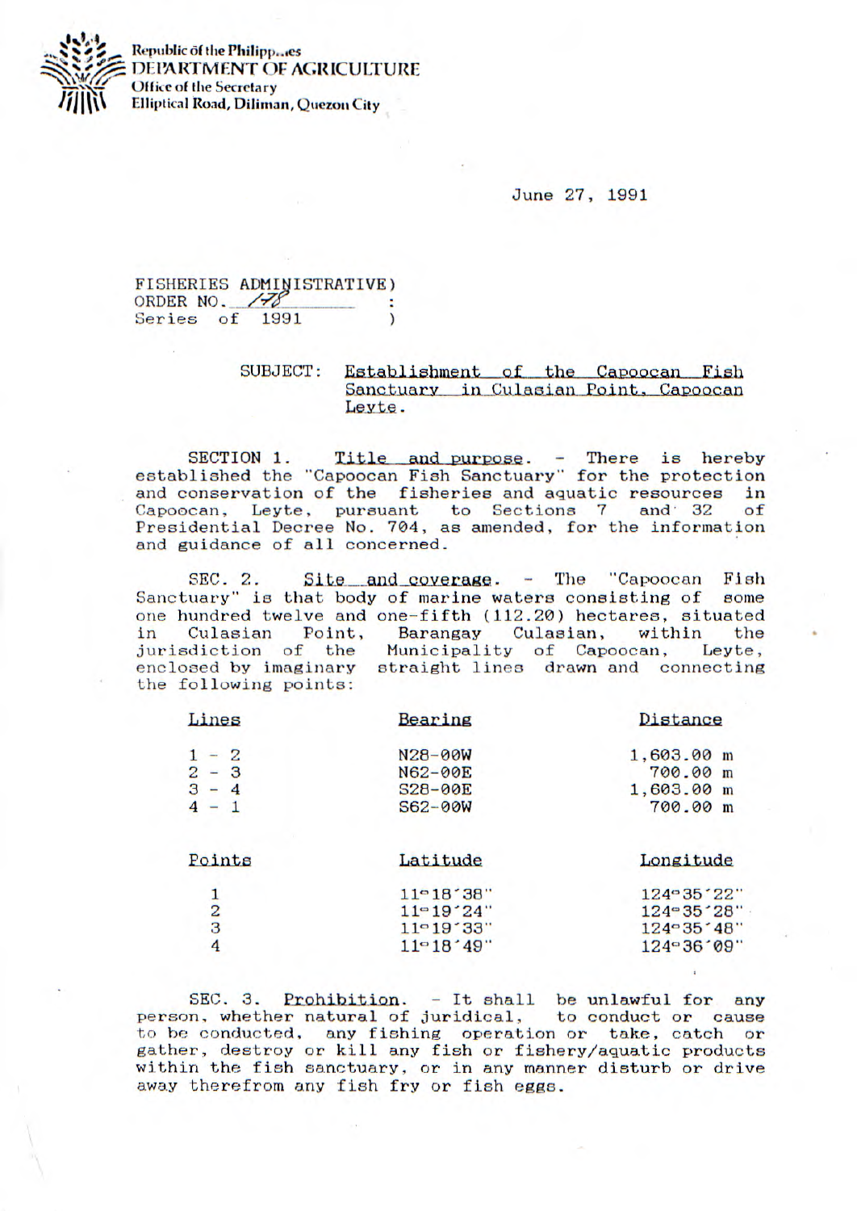Republic of the Philipp...es
DEPARTMENT OF AGRICULTURE
Office of the Secretary
Elliptical Road, Diliman, Quezon City

June 27, 1991

FISHERIES ADMINISTRATIVE)
ORDER NO. 178 :
Series of 1991 )

SUBJECT: Establishment of the Capoocan Fish Sanctuary in Culasian Point, Capoocan Leyte.

SECTION 1. Title and purpose. - There is hereby established the "Capoocan Fish Sanctuary" for the protection and conservation of the fisheries and aquatic resources in Capoocan, Leyte, pursuant to Sections 7 and 32 of Presidential Decree No. 704, as amended, for the information and guidance of all concerned.

SEC. 2. Site and coverage. - The "Capoocan Fish Sanctuary" is that body of marine waters consisting of some one hundred twelve and one-fifth (112.20) hectares, situated in Culasian Point, Barangay Culasian, within the jurisdiction of the Municipality of Capoocan, Leyte, enclosed by imaginary straight lines drawn and connecting the following points:

| Lines | Bearing | Distance |
|---|---|---|
| 1 - 2 | N28-00W | 1,603.00 m |
| 2 - 3 | N62-00E | 700.00 m |
| 3 - 4 | S28-00E | 1,603.00 m |
| 4 - 1 | S62-00W | 700.00 m |

| Points | Latitude | Longitude |
|---|---|---|
| 1 | 11°18'38" | 124°35'22" |
| 2 | 11°19'24" | 124°35'28" |
| 3 | 11°19'33" | 124°35'48" |
| 4 | 11°18'49" | 124°36'09" |

SEC. 3. Prohibition. - It shall be unlawful for any person, whether natural of juridical, to conduct or cause to be conducted, any fishing operation or take, catch or gather, destroy or kill any fish or fishery/aquatic products within the fish sanctuary, or in any manner disturb or drive away therefrom any fish fry or fish eggs.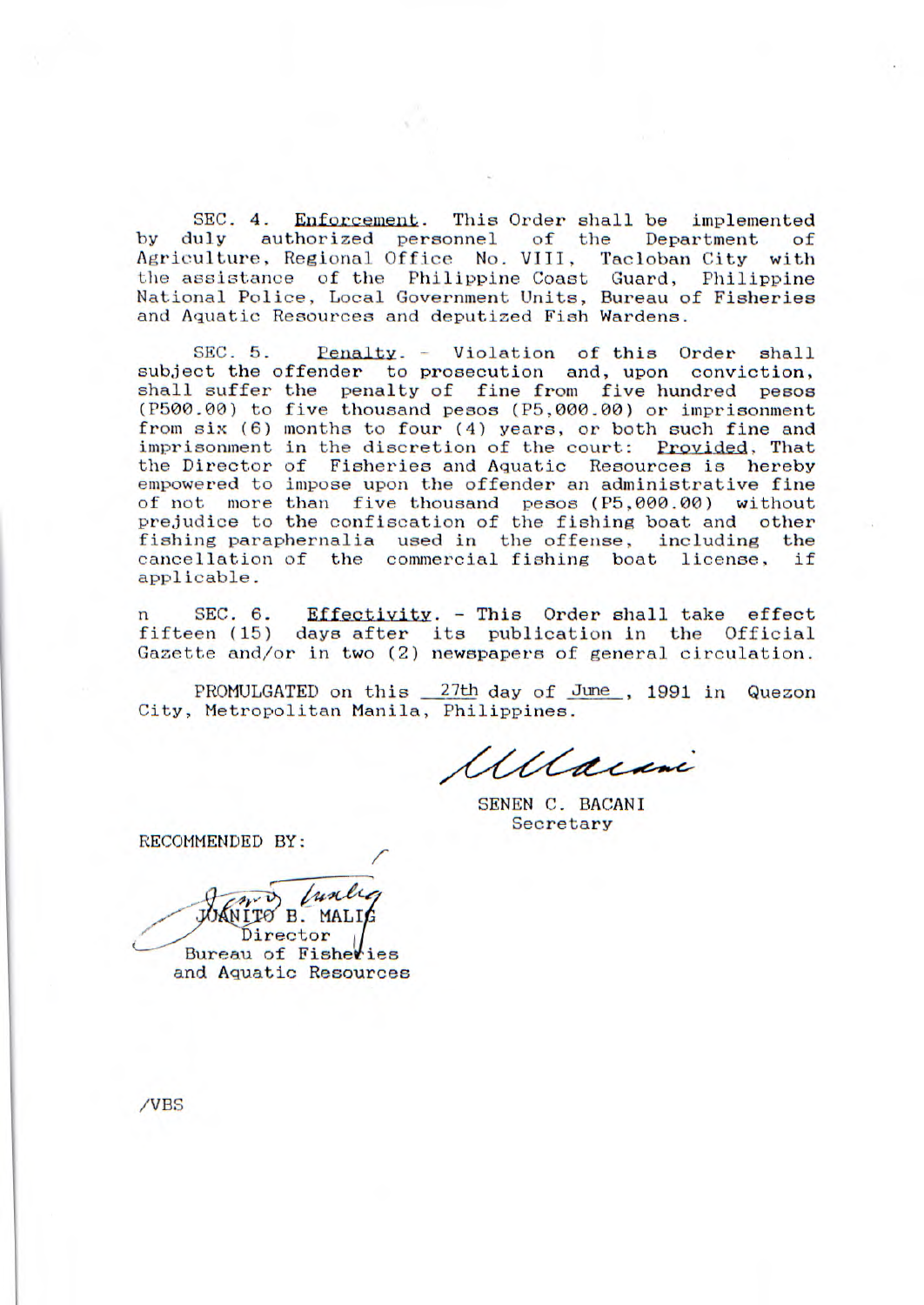SEC. 4. <u>Enforcement</u>. This Order shall be implemented by duly authorized personnel of the Department of Agriculture, Regional Office No. VIII, Tacloban City with the assistance of the Philippine Coast Guard, Philippine National Police, Local Government Units, Bureau of Fisheries and Aquatic Resources and deputized Fish Wardens.

SEC. 5. <u>Penalty</u>. - Violation of this Order shall subject the offender to prosecution and, upon conviction, shall suffer the penalty of fine from five hundred pesos (P500.00) to five thousand pesos (P5,000.00) or imprisonment from six (6) months to four (4) years, or both such fine and imprisonment in the discretion of the court: <u>Provided</u>, That the Director of Fisheries and Aquatic Resources is hereby empowered to impose upon the offender an administrative fine of not more than five thousand pesos (P5,000.00) without prejudice to the confiscation of the fishing boat and other fishing paraphernalia used in the offense, including the cancellation of the commercial fishing boat license, if applicable.

n SEC. 6. <u>Effectivity</u>. - This Order shall take effect fifteen (15) days after its publication in the Official Gazette and/or in two (2) newspapers of general circulation.

PROMULGATED on this 27th day of June, 1991 in Quezon City, Metropolitan Manila, Philippines.

SENEN C. BACANI
Secretary

RECOMMENDED BY:

JUANITO B. MALIG
Director
Bureau of Fisheries
and Aquatic Resources

/VBS